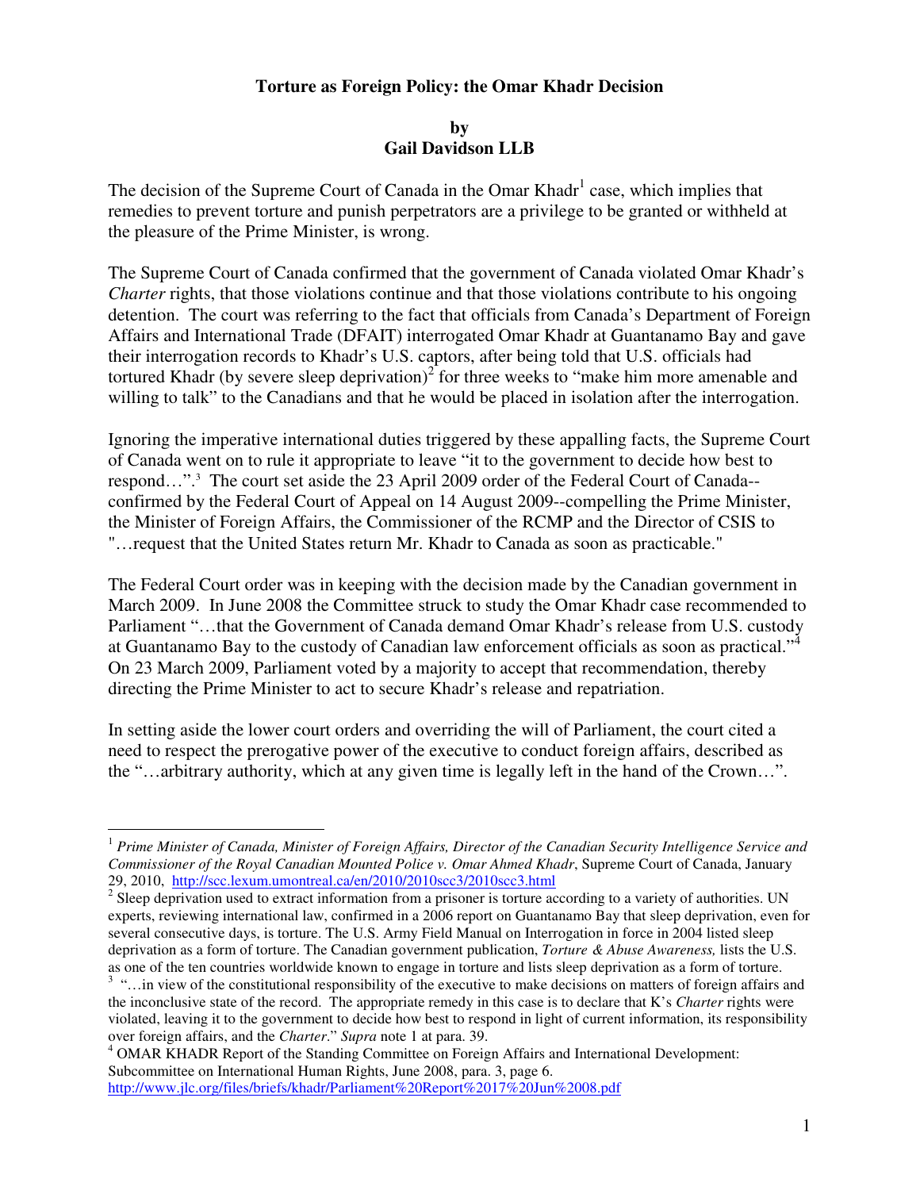**Torture as Foreign Policy: the Omar Khadr Decision**

**by**
**Gail Davidson LLB**

The decision of the Supreme Court of Canada in the Omar Khadr[1] case, which implies that remedies to prevent torture and punish perpetrators are a privilege to be granted or withheld at the pleasure of the Prime Minister, is wrong.

The Supreme Court of Canada confirmed that the government of Canada violated Omar Khadr's *Charter* rights, that those violations continue and that those violations contribute to his ongoing detention. The court was referring to the fact that officials from Canada's Department of Foreign Affairs and International Trade (DFAIT) interrogated Omar Khadr at Guantanamo Bay and gave their interrogation records to Khadr's U.S. captors, after being told that U.S. officials had tortured Khadr (by severe sleep deprivation)[2] for three weeks to "make him more amenable and willing to talk" to the Canadians and that he would be placed in isolation after the interrogation.

Ignoring the imperative international duties triggered by these appalling facts, the Supreme Court of Canada went on to rule it appropriate to leave "it to the government to decide how best to respond…".[3] The court set aside the 23 April 2009 order of the Federal Court of Canada--confirmed by the Federal Court of Appeal on 14 August 2009--compelling the Prime Minister, the Minister of Foreign Affairs, the Commissioner of the RCMP and the Director of CSIS to "…request that the United States return Mr. Khadr to Canada as soon as practicable."

The Federal Court order was in keeping with the decision made by the Canadian government in March 2009. In June 2008 the Committee struck to study the Omar Khadr case recommended to Parliament "…that the Government of Canada demand Omar Khadr's release from U.S. custody at Guantanamo Bay to the custody of Canadian law enforcement officials as soon as practical."[4] On 23 March 2009, Parliament voted by a majority to accept that recommendation, thereby directing the Prime Minister to act to secure Khadr's release and repatriation.

In setting aside the lower court orders and overriding the will of Parliament, the court cited a need to respect the prerogative power of the executive to conduct foreign affairs, described as the "…arbitrary authority, which at any given time is legally left in the hand of the Crown…".

---

[1] *Prime Minister of Canada, Minister of Foreign Affairs, Director of the Canadian Security Intelligence Service and Commissioner of the Royal Canadian Mounted Police v. Omar Ahmed Khadr*, Supreme Court of Canada, January 29, 2010, http://scc.lexum.umontreal.ca/en/2010/2010scc3/2010scc3.html

[2] Sleep deprivation used to extract information from a prisoner is torture according to a variety of authorities. UN experts, reviewing international law, confirmed in a 2006 report on Guantanamo Bay that sleep deprivation, even for several consecutive days, is torture. The U.S. Army Field Manual on Interrogation in force in 2004 listed sleep deprivation as a form of torture. The Canadian government publication, *Torture & Abuse Awareness,* lists the U.S. as one of the ten countries worldwide known to engage in torture and lists sleep deprivation as a form of torture.

[3] "…in view of the constitutional responsibility of the executive to make decisions on matters of foreign affairs and the inconclusive state of the record. The appropriate remedy in this case is to declare that K's *Charter* rights were violated, leaving it to the government to decide how best to respond in light of current information, its responsibility over foreign affairs, and the *Charter*." *Supra* note 1 at para. 39.

[4] OMAR KHADR Report of the Standing Committee on Foreign Affairs and International Development: Subcommittee on International Human Rights, June 2008, para. 3, page 6. http://www.jlc.org/files/briefs/khadr/Parliament%20Report%2017%20Jun%2008.pdf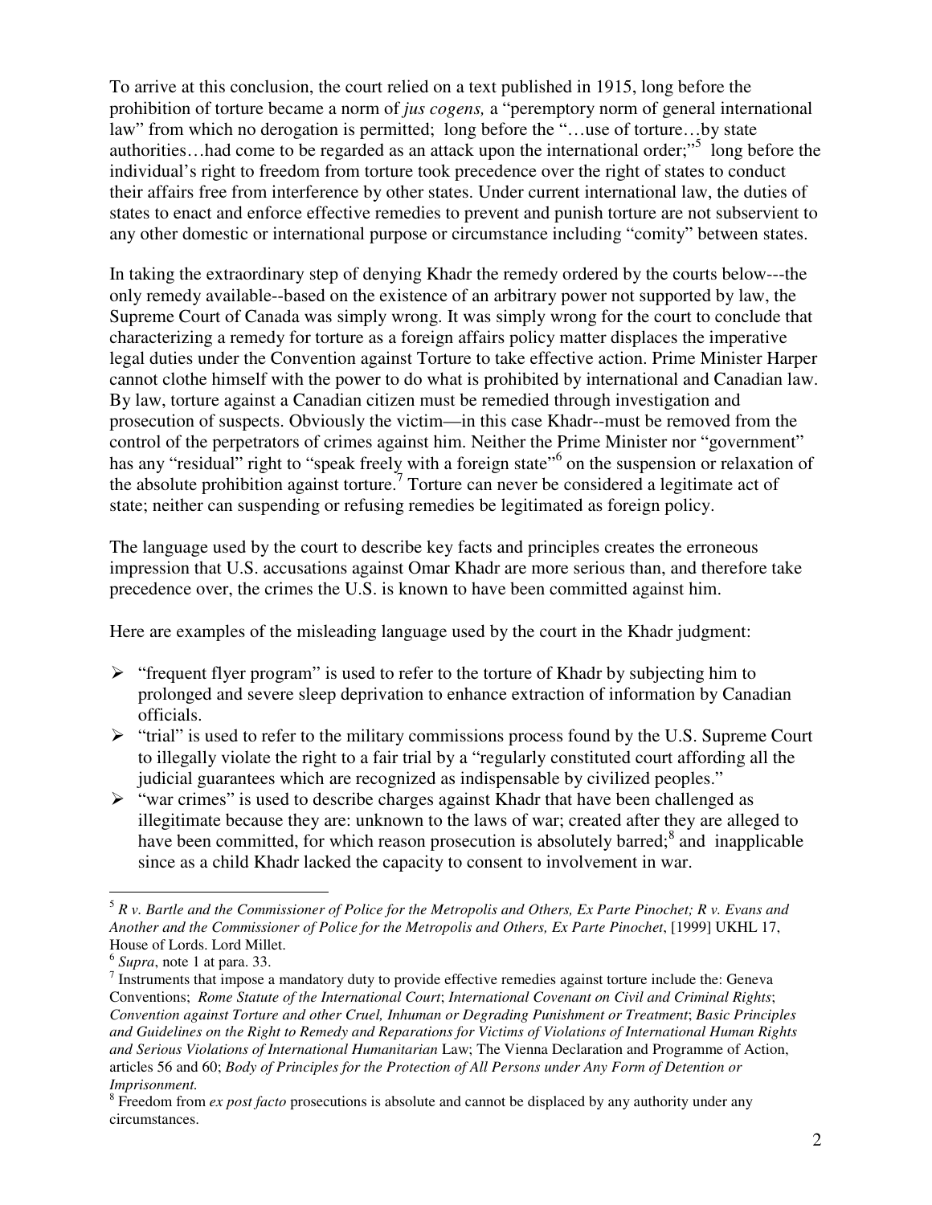To arrive at this conclusion, the court relied on a text published in 1915, long before the prohibition of torture became a norm of *jus cogens,* a "peremptory norm of general international law" from which no derogation is permitted; long before the "…use of torture…by state authorities…had come to be regarded as an attack upon the international order;"[5] long before the individual's right to freedom from torture took precedence over the right of states to conduct their affairs free from interference by other states. Under current international law, the duties of states to enact and enforce effective remedies to prevent and punish torture are not subservient to any other domestic or international purpose or circumstance including "comity" between states.

In taking the extraordinary step of denying Khadr the remedy ordered by the courts below---the only remedy available--based on the existence of an arbitrary power not supported by law, the Supreme Court of Canada was simply wrong. It was simply wrong for the court to conclude that characterizing a remedy for torture as a foreign affairs policy matter displaces the imperative legal duties under the Convention against Torture to take effective action. Prime Minister Harper cannot clothe himself with the power to do what is prohibited by international and Canadian law. By law, torture against a Canadian citizen must be remedied through investigation and prosecution of suspects. Obviously the victim—in this case Khadr--must be removed from the control of the perpetrators of crimes against him. Neither the Prime Minister nor "government" has any "residual" right to "speak freely with a foreign state"[6] on the suspension or relaxation of the absolute prohibition against torture.[7] Torture can never be considered a legitimate act of state; neither can suspending or refusing remedies be legitimated as foreign policy.

The language used by the court to describe key facts and principles creates the erroneous impression that U.S. accusations against Omar Khadr are more serious than, and therefore take precedence over, the crimes the U.S. is known to have been committed against him.

Here are examples of the misleading language used by the court in the Khadr judgment:

- "frequent flyer program" is used to refer to the torture of Khadr by subjecting him to prolonged and severe sleep deprivation to enhance extraction of information by Canadian officials.
- "trial" is used to refer to the military commissions process found by the U.S. Supreme Court to illegally violate the right to a fair trial by a "regularly constituted court affording all the judicial guarantees which are recognized as indispensable by civilized peoples."
- "war crimes" is used to describe charges against Khadr that have been challenged as illegitimate because they are: unknown to the laws of war; created after they are alleged to have been committed, for which reason prosecution is absolutely barred;[8] and inapplicable since as a child Khadr lacked the capacity to consent to involvement in war.

---

[5] *R v. Bartle and the Commissioner of Police for the Metropolis and Others, Ex Parte Pinochet; R v. Evans and Another and the Commissioner of Police for the Metropolis and Others, Ex Parte Pinochet*, [1999] UKHL 17, House of Lords. Lord Millet.

[6] *Supra*, note 1 at para. 33.

[7] Instruments that impose a mandatory duty to provide effective remedies against torture include the: Geneva Conventions; *Rome Statute of the International Court*; *International Covenant on Civil and Criminal Rights*; *Convention against Torture and other Cruel, Inhuman or Degrading Punishment or Treatment*; *Basic Principles and Guidelines on the Right to Remedy and Reparations for Victims of Violations of International Human Rights and Serious Violations of International Humanitarian* Law; The Vienna Declaration and Programme of Action, articles 56 and 60; *Body of Principles for the Protection of All Persons under Any Form of Detention or Imprisonment.*

[8] Freedom from *ex post facto* prosecutions is absolute and cannot be displaced by any authority under any circumstances.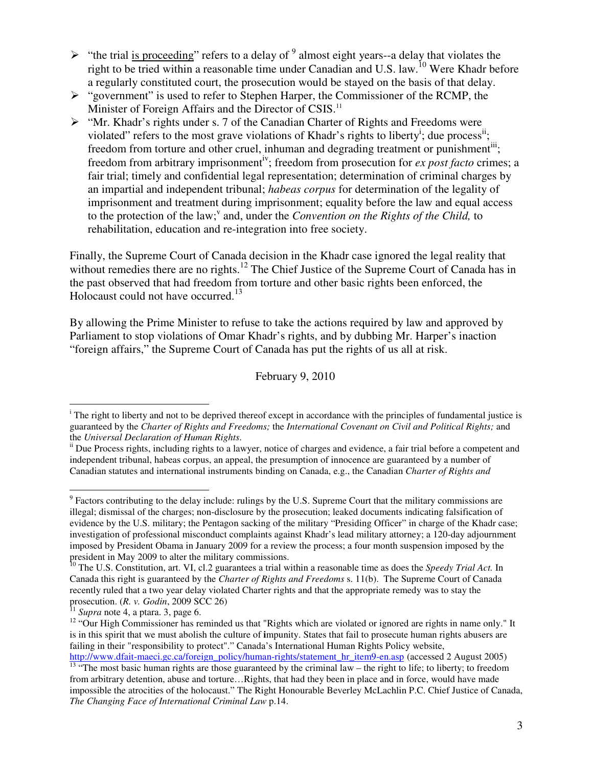- "the trial is proceeding" refers to a delay of [9] almost eight years--a delay that violates the right to be tried within a reasonable time under Canadian and U.S. law.[10] Were Khadr before a regularly constituted court, the prosecution would be stayed on the basis of that delay.
- "government" is used to refer to Stephen Harper, the Commissioner of the RCMP, the Minister of Foreign Affairs and the Director of CSIS.[11]
- "Mr. Khadr's rights under s. 7 of the Canadian Charter of Rights and Freedoms were violated" refers to the most grave violations of Khadr's rights to liberty[i]; due process[ii]; freedom from torture and other cruel, inhuman and degrading treatment or punishment[iii]; freedom from arbitrary imprisonment[iv]; freedom from prosecution for *ex post facto* crimes; a fair trial; timely and confidential legal representation; determination of criminal charges by an impartial and independent tribunal; *habeas corpus* for determination of the legality of imprisonment and treatment during imprisonment; equality before the law and equal access to the protection of the law;[v] and, under the *Convention on the Rights of the Child,* to rehabilitation, education and re-integration into free society.

Finally, the Supreme Court of Canada decision in the Khadr case ignored the legal reality that without remedies there are no rights.[12] The Chief Justice of the Supreme Court of Canada has in the past observed that had freedom from torture and other basic rights been enforced, the Holocaust could not have occurred.[13]

By allowing the Prime Minister to refuse to take the actions required by law and approved by Parliament to stop violations of Omar Khadr's rights, and by dubbing Mr. Harper's inaction "foreign affairs," the Supreme Court of Canada has put the rights of us all at risk.

February 9, 2010

---

[i] The right to liberty and not to be deprived thereof except in accordance with the principles of fundamental justice is guaranteed by the *Charter of Rights and Freedoms;* the *International Covenant on Civil and Political Rights;* and the *Universal Declaration of Human Rights*.

[ii] Due Process rights, including rights to a lawyer, notice of charges and evidence, a fair trial before a competent and independent tribunal, habeas corpus, an appeal, the presumption of innocence are guaranteed by a number of Canadian statutes and international instruments binding on Canada, e.g., the Canadian *Charter of Rights and*

---

[9] Factors contributing to the delay include: rulings by the U.S. Supreme Court that the military commissions are illegal; dismissal of the charges; non-disclosure by the prosecution; leaked documents indicating falsification of evidence by the U.S. military; the Pentagon sacking of the military "Presiding Officer" in charge of the Khadr case; investigation of professional misconduct complaints against Khadr's lead military attorney; a 120-day adjournment imposed by President Obama in January 2009 for a review the process; a four month suspension imposed by the president in May 2009 to alter the military commissions.

[10] The U.S. Constitution, art. VI, cl.2 guarantees a trial within a reasonable time as does the *Speedy Trial Act.* In Canada this right is guaranteed by the *Charter of Rights and Freedoms* s. 11(b). The Supreme Court of Canada recently ruled that a two year delay violated Charter rights and that the appropriate remedy was to stay the prosecution. (*R. v. Godin*, 2009 SCC 26)

[11] *Supra* note 4, a ptara. 3, page 6.

[12] "Our High Commissioner has reminded us that "Rights which are violated or ignored are rights in name only." It is in this spirit that we must abolish the culture of impunity. States that fail to prosecute human rights abusers are failing in their "responsibility to protect"." Canada's International Human Rights Policy website, http://www.dfait-maeci.gc.ca/foreign_policy/human-rights/statement_hr_item9-en.asp (accessed 2 August 2005)

[13] "The most basic human rights are those guaranteed by the criminal law – the right to life; to liberty; to freedom from arbitrary detention, abuse and torture…Rights, that had they been in place and in force, would have made impossible the atrocities of the holocaust." The Right Honourable Beverley McLachlin P.C. Chief Justice of Canada, *The Changing Face of International Criminal Law* p.14.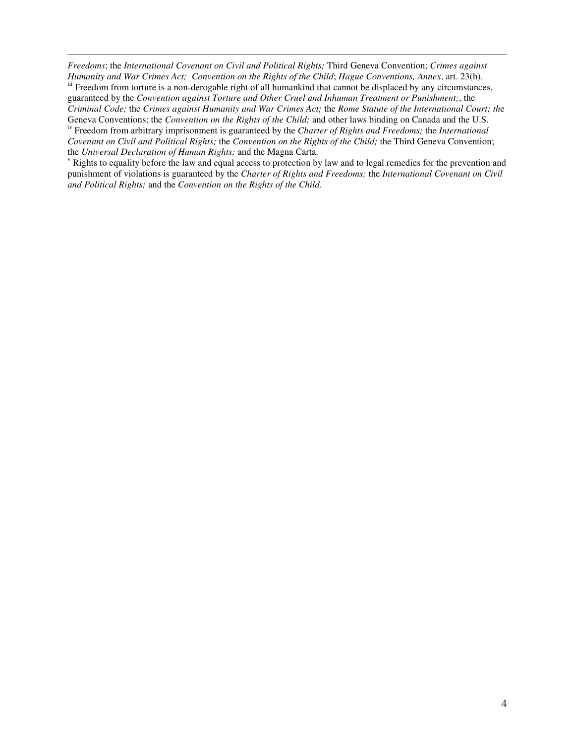*Freedoms*; the *International Covenant on Civil and Political Rights;* Third Geneva Convention; *Crimes against Humanity and War Crimes Act; Convention on the Rights of the Child*; *Hague Conventions, Annex*, art. 23(h).

[iii] Freedom from torture is a non-derogable right of all humankind that cannot be displaced by any circumstances, guaranteed by the *Convention against Torture and Other Cruel and Inhuman Treatment or Punishment;*, the *Criminal Code;* the *Crimes against Humanity and War Crimes Act;* the *Rome Statute of the International Court; th*e Geneva Conventions; the *Convention on the Rights of the Child;* and other laws binding on Canada and the U.S.

[iv] Freedom from arbitrary imprisonment is guaranteed by the *Charter of Rights and Freedoms;* the *International Covenant on Civil and Political Rights;* the *Convention on the Rights of the Child;* the Third Geneva Convention; the *Universal Declaration of Human Rights;* and the Magna Carta.

[v] Rights to equality before the law and equal access to protection by law and to legal remedies for the prevention and punishment of violations is guaranteed by the *Charter of Rights and Freedoms;* the *International Covenant on Civil and Political Rights;* and the *Convention on the Rights of the Child*.